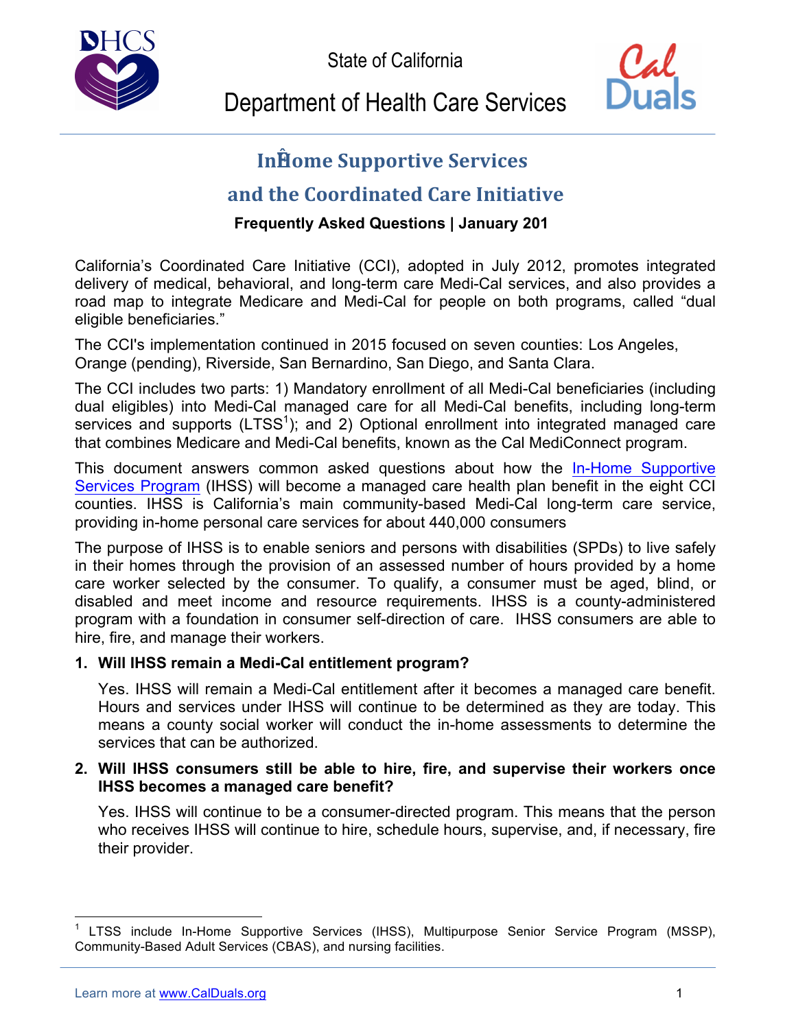State of California

Department of Health Care Services

# InĤome Supportive Services

# and the Coordinated Care Initiative

**Frequently Asked Questions | January 201**

California's Coordinated Care Initiative (CCI), adopted in July 2012, promotes integrated delivery of medical, behavioral, and long-term care Medi-Cal services, and also provides a road map to integrate Medicare and Medi-Cal for people on both programs, called "dual eligible beneficiaries."

The CCI's implementation continued in 2015 focused on seven counties: Los Angeles, Orange (pending), Riverside, San Bernardino, San Diego, and Santa Clara.

The CCI includes two parts: 1) Mandatory enrollment of all Medi-Cal beneficiaries (including dual eligibles) into Medi-Cal managed care for all Medi-Cal benefits, including long-term services and supports (LTSS[1]); and 2) Optional enrollment into integrated managed care that combines Medicare and Medi-Cal benefits, known as the Cal MediConnect program.

This document answers common asked questions about how the In-Home Supportive Services Program (IHSS) will become a managed care health plan benefit in the eight CCI counties. IHSS is California's main community-based Medi-Cal long-term care service, providing in-home personal care services for about 440,000 consumers

The purpose of IHSS is to enable seniors and persons with disabilities (SPDs) to live safely in their homes through the provision of an assessed number of hours provided by a home care worker selected by the consumer. To qualify, a consumer must be aged, blind, or disabled and meet income and resource requirements. IHSS is a county-administered program with a foundation in consumer self-direction of care. IHSS consumers are able to hire, fire, and manage their workers.

1. **Will IHSS remain a Medi-Cal entitlement program?**

   Yes. IHSS will remain a Medi-Cal entitlement after it becomes a managed care benefit. Hours and services under IHSS will continue to be determined as they are today. This means a county social worker will conduct the in-home assessments to determine the services that can be authorized.

2. **Will IHSS consumers still be able to hire, fire, and supervise their workers once IHSS becomes a managed care benefit?**

   Yes. IHSS will continue to be a consumer-directed program. This means that the person who receives IHSS will continue to hire, schedule hours, supervise, and, if necessary, fire their provider.

---

[1] LTSS include In-Home Supportive Services (IHSS), Multipurpose Senior Service Program (MSSP), Community-Based Adult Services (CBAS), and nursing facilities.

Learn more at www.CalDuals.org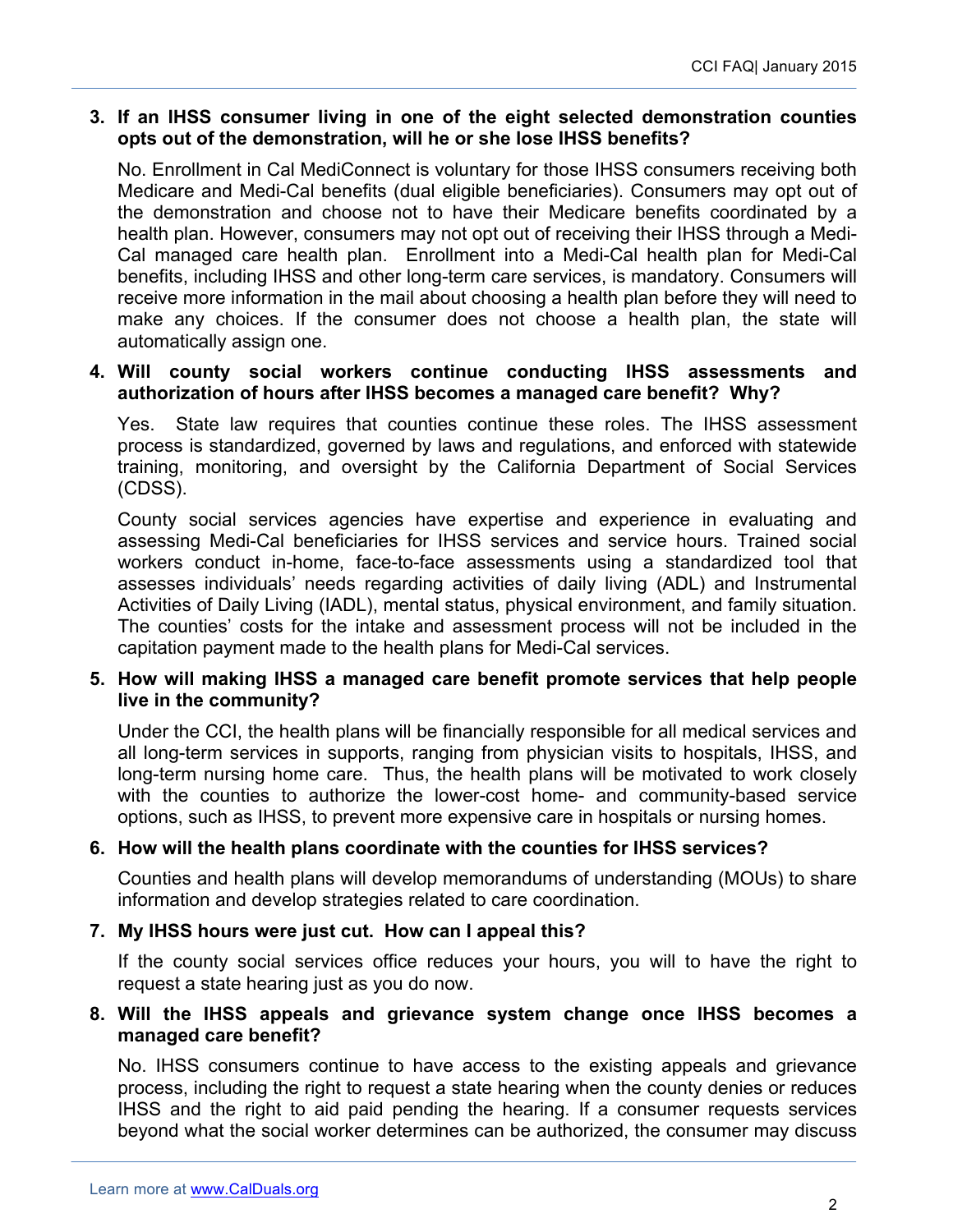3. **If an IHSS consumer living in one of the eight selected demonstration counties opts out of the demonstration, will he or she lose IHSS benefits?**

   No. Enrollment in Cal MediConnect is voluntary for those IHSS consumers receiving both Medicare and Medi-Cal benefits (dual eligible beneficiaries). Consumers may opt out of the demonstration and choose not to have their Medicare benefits coordinated by a health plan. However, consumers may not opt out of receiving their IHSS through a Medi-Cal managed care health plan. Enrollment into a Medi-Cal health plan for Medi-Cal benefits, including IHSS and other long-term care services, is mandatory. Consumers will receive more information in the mail about choosing a health plan before they will need to make any choices. If the consumer does not choose a health plan, the state will automatically assign one.

4. **Will county social workers continue conducting IHSS assessments and authorization of hours after IHSS becomes a managed care benefit? Why?**

   Yes. State law requires that counties continue these roles. The IHSS assessment process is standardized, governed by laws and regulations, and enforced with statewide training, monitoring, and oversight by the California Department of Social Services (CDSS).

   County social services agencies have expertise and experience in evaluating and assessing Medi-Cal beneficiaries for IHSS services and service hours. Trained social workers conduct in-home, face-to-face assessments using a standardized tool that assesses individuals' needs regarding activities of daily living (ADL) and Instrumental Activities of Daily Living (IADL), mental status, physical environment, and family situation. The counties' costs for the intake and assessment process will not be included in the capitation payment made to the health plans for Medi-Cal services.

5. **How will making IHSS a managed care benefit promote services that help people live in the community?**

   Under the CCI, the health plans will be financially responsible for all medical services and all long-term services in supports, ranging from physician visits to hospitals, IHSS, and long-term nursing home care. Thus, the health plans will be motivated to work closely with the counties to authorize the lower-cost home- and community-based service options, such as IHSS, to prevent more expensive care in hospitals or nursing homes.

6. **How will the health plans coordinate with the counties for IHSS services?**

   Counties and health plans will develop memorandums of understanding (MOUs) to share information and develop strategies related to care coordination.

7. **My IHSS hours were just cut. How can I appeal this?**

   If the county social services office reduces your hours, you will to have the right to request a state hearing just as you do now.

8. **Will the IHSS appeals and grievance system change once IHSS becomes a managed care benefit?**

   No. IHSS consumers continue to have access to the existing appeals and grievance process, including the right to request a state hearing when the county denies or reduces IHSS and the right to aid paid pending the hearing. If a consumer requests services beyond what the social worker determines can be authorized, the consumer may discuss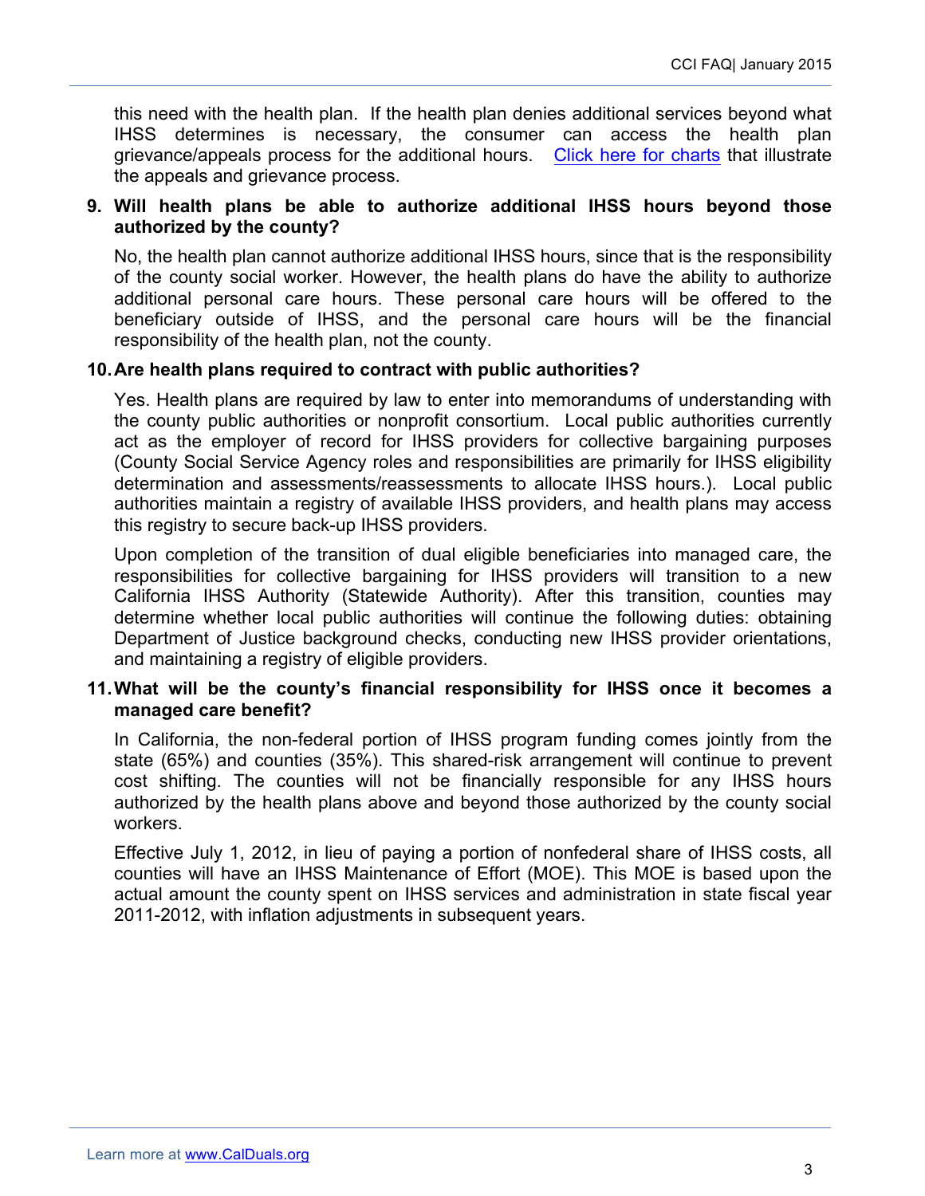this need with the health plan. If the health plan denies additional services beyond what IHSS determines is necessary, the consumer can access the health plan grievance/appeals process for the additional hours. [Click here for charts]() that illustrate the appeals and grievance process.

9. **Will health plans be able to authorize additional IHSS hours beyond those authorized by the county?**

   No, the health plan cannot authorize additional IHSS hours, since that is the responsibility of the county social worker. However, the health plans do have the ability to authorize additional personal care hours. These personal care hours will be offered to the beneficiary outside of IHSS, and the personal care hours will be the financial responsibility of the health plan, not the county.

10. **Are health plans required to contract with public authorities?**

    Yes. Health plans are required by law to enter into memorandums of understanding with the county public authorities or nonprofit consortium. Local public authorities currently act as the employer of record for IHSS providers for collective bargaining purposes (County Social Service Agency roles and responsibilities are primarily for IHSS eligibility determination and assessments/reassessments to allocate IHSS hours.). Local public authorities maintain a registry of available IHSS providers, and health plans may access this registry to secure back-up IHSS providers.

    Upon completion of the transition of dual eligible beneficiaries into managed care, the responsibilities for collective bargaining for IHSS providers will transition to a new California IHSS Authority (Statewide Authority). After this transition, counties may determine whether local public authorities will continue the following duties: obtaining Department of Justice background checks, conducting new IHSS provider orientations, and maintaining a registry of eligible providers.

11. **What will be the county's financial responsibility for IHSS once it becomes a managed care benefit?**

    In California, the non-federal portion of IHSS program funding comes jointly from the state (65%) and counties (35%). This shared-risk arrangement will continue to prevent cost shifting. The counties will not be financially responsible for any IHSS hours authorized by the health plans above and beyond those authorized by the county social workers.

    Effective July 1, 2012, in lieu of paying a portion of nonfederal share of IHSS costs, all counties will have an IHSS Maintenance of Effort (MOE). This MOE is based upon the actual amount the county spent on IHSS services and administration in state fiscal year 2011-2012, with inflation adjustments in subsequent years.